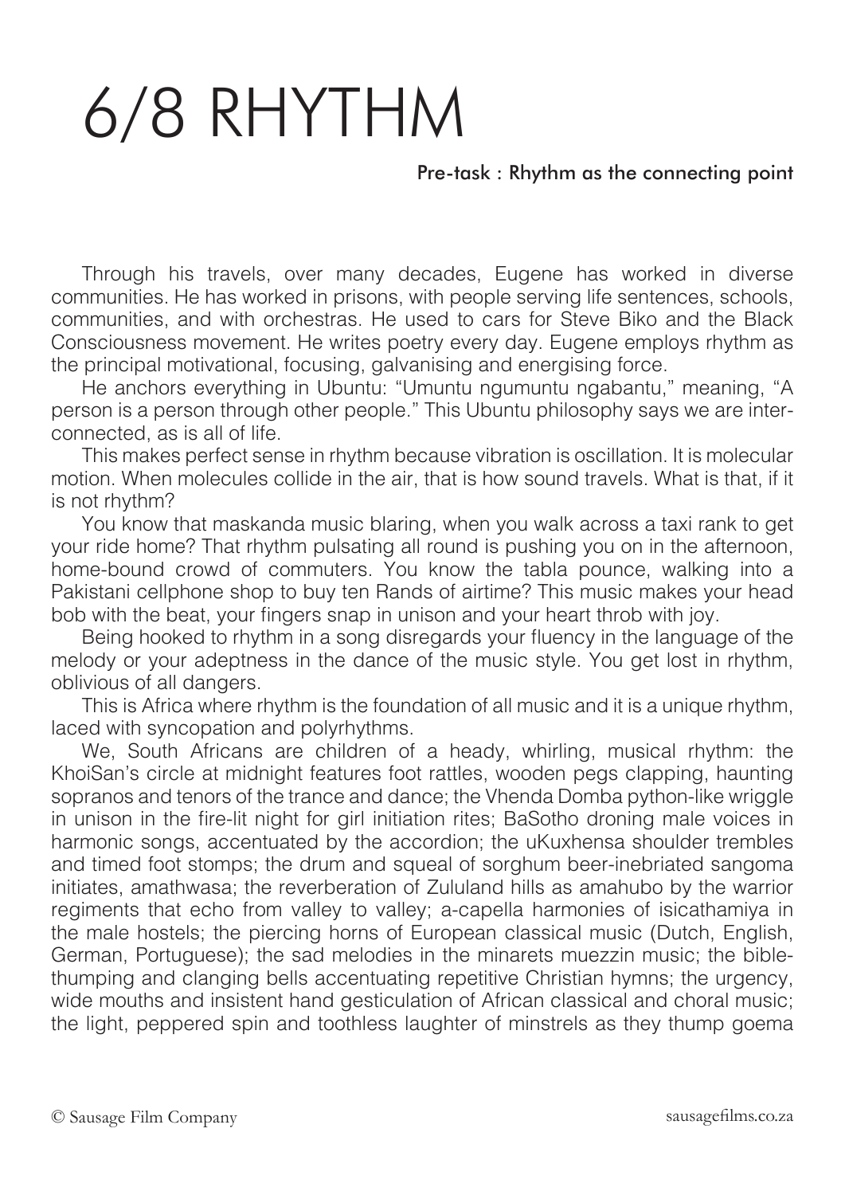# 6/8 RHYTHM

**Pre-task : Rhythm as the connecting point**

Through his travels, over many decades, Eugene has worked in diverse communities. He has worked in prisons, with people serving life sentences, schools, communities, and with orchestras. He used to cars for Steve Biko and the Black Consciousness movement. He writes poetry every day. Eugene employs rhythm as the principal motivational, focusing, galvanising and energising force.

He anchors everything in Ubuntu: "Umuntu ngumuntu ngabantu," meaning, "A person is a person through other people." This Ubuntu philosophy says we are interconnected, as is all of life.

This makes perfect sense in rhythm because vibration is oscillation. It is molecular motion. When molecules collide in the air, that is how sound travels. What is that, if it is not rhythm?

You know that maskanda music blaring, when you walk across a taxi rank to get your ride home? That rhythm pulsating all round is pushing you on in the afternoon, home-bound crowd of commuters. You know the tabla pounce, walking into a Pakistani cellphone shop to buy ten Rands of airtime? This music makes your head bob with the beat, your fingers snap in unison and your heart throb with joy.

Being hooked to rhythm in a song disregards your fluency in the language of the melody or your adeptness in the dance of the music style. You get lost in rhythm, oblivious of all dangers.

This is Africa where rhythm is the foundation of all music and it is a unique rhythm, laced with syncopation and polyrhythms.

We, South Africans are children of a heady, whirling, musical rhythm: the KhoiSan's circle at midnight features foot rattles, wooden pegs clapping, haunting sopranos and tenors of the trance and dance; the Vhenda Domba python-like wriggle in unison in the fire-lit night for girl initiation rites; BaSotho droning male voices in harmonic songs, accentuated by the accordion; the uKuxhensa shoulder trembles and timed foot stomps; the drum and squeal of sorghum beer-inebriated sangoma initiates, amathwasa; the reverberation of Zululand hills as amahubo by the warrior regiments that echo from valley to valley; a-capella harmonies of isicathamiya in the male hostels; the piercing horns of European classical music (Dutch, English, German, Portuguese); the sad melodies in the minarets muezzin music; the bible-thumping and clanging bells accentuating repetitive Christian hymns; the urgency, wide mouths and insistent hand gesticulation of African classical and choral music; the light, peppered spin and toothless laughter of minstrels as they thump goema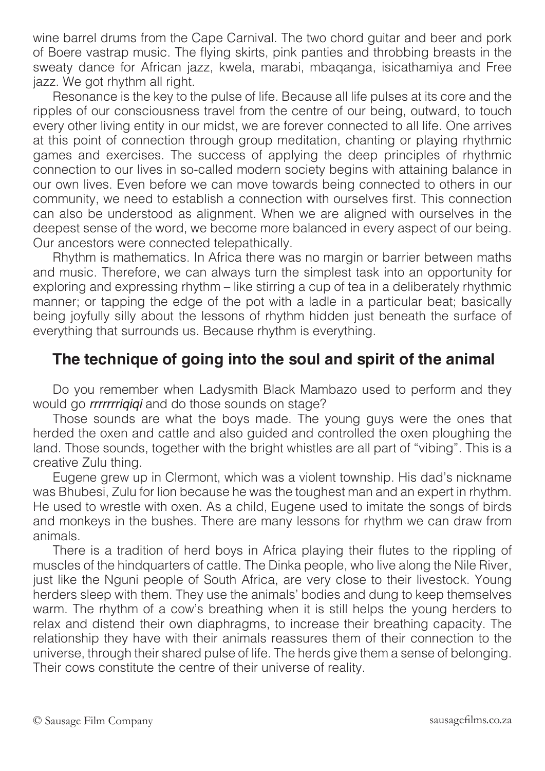wine barrel drums from the Cape Carnival. The two chord guitar and beer and pork of Boere vastrap music. The flying skirts, pink panties and throbbing breasts in the sweaty dance for African jazz, kwela, marabi, mbaqanga, isicathamiya and Free jazz. We got rhythm all right.

Resonance is the key to the pulse of life. Because all life pulses at its core and the ripples of our consciousness travel from the centre of our being, outward, to touch every other living entity in our midst, we are forever connected to all life. One arrives at this point of connection through group meditation, chanting or playing rhythmic games and exercises. The success of applying the deep principles of rhythmic connection to our lives in so-called modern society begins with attaining balance in our own lives. Even before we can move towards being connected to others in our community, we need to establish a connection with ourselves first. This connection can also be understood as alignment. When we are aligned with ourselves in the deepest sense of the word, we become more balanced in every aspect of our being. Our ancestors were connected telepathically.

Rhythm is mathematics. In Africa there was no margin or barrier between maths and music. Therefore, we can always turn the simplest task into an opportunity for exploring and expressing rhythm – like stirring a cup of tea in a deliberately rhythmic manner; or tapping the edge of the pot with a ladle in a particular beat; basically being joyfully silly about the lessons of rhythm hidden just beneath the surface of everything that surrounds us. Because rhythm is everything.

## The technique of going into the soul and spirit of the animal

Do you remember when Ladysmith Black Mambazo used to perform and they would go ***rrrrrrriqiqi*** and do those sounds on stage?

Those sounds are what the boys made. The young guys were the ones that herded the oxen and cattle and also guided and controlled the oxen ploughing the land. Those sounds, together with the bright whistles are all part of "vibing". This is a creative Zulu thing.

Eugene grew up in Clermont, which was a violent township. His dad's nickname was Bhubesi, Zulu for lion because he was the toughest man and an expert in rhythm. He used to wrestle with oxen. As a child, Eugene used to imitate the songs of birds and monkeys in the bushes. There are many lessons for rhythm we can draw from animals.

There is a tradition of herd boys in Africa playing their flutes to the rippling of muscles of the hindquarters of cattle. The Dinka people, who live along the Nile River, just like the Nguni people of South Africa, are very close to their livestock. Young herders sleep with them. They use the animals' bodies and dung to keep themselves warm. The rhythm of a cow's breathing when it is still helps the young herders to relax and distend their own diaphragms, to increase their breathing capacity. The relationship they have with their animals reassures them of their connection to the universe, through their shared pulse of life. The herds give them a sense of belonging. Their cows constitute the centre of their universe of reality.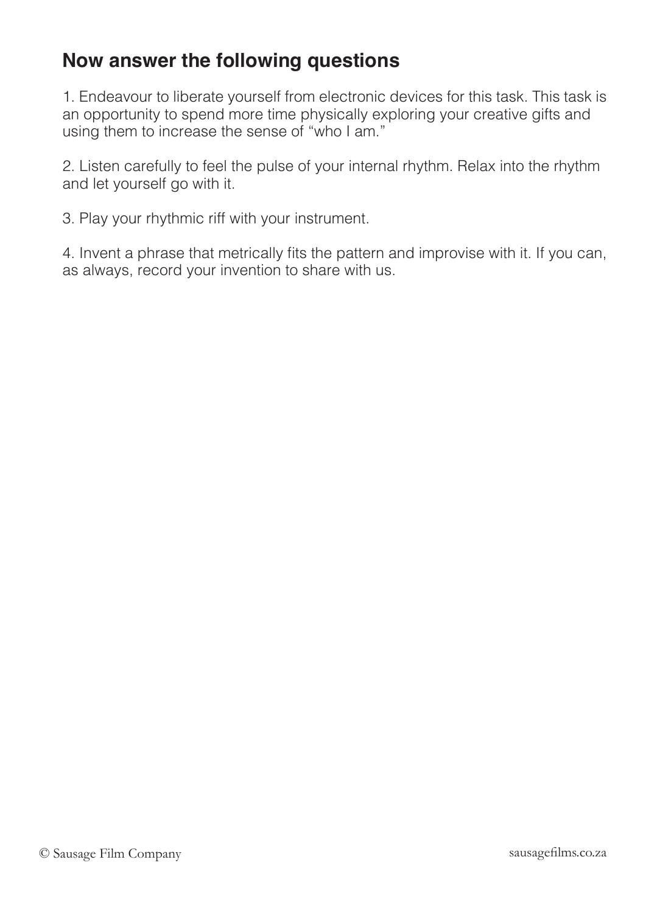## Now answer the following questions

1. Endeavour to liberate yourself from electronic devices for this task. This task is an opportunity to spend more time physically exploring your creative gifts and using them to increase the sense of "who I am."

2. Listen carefully to feel the pulse of your internal rhythm. Relax into the rhythm and let yourself go with it.

3. Play your rhythmic riff with your instrument.

4. Invent a phrase that metrically fits the pattern and improvise with it. If you can, as always, record your invention to share with us.